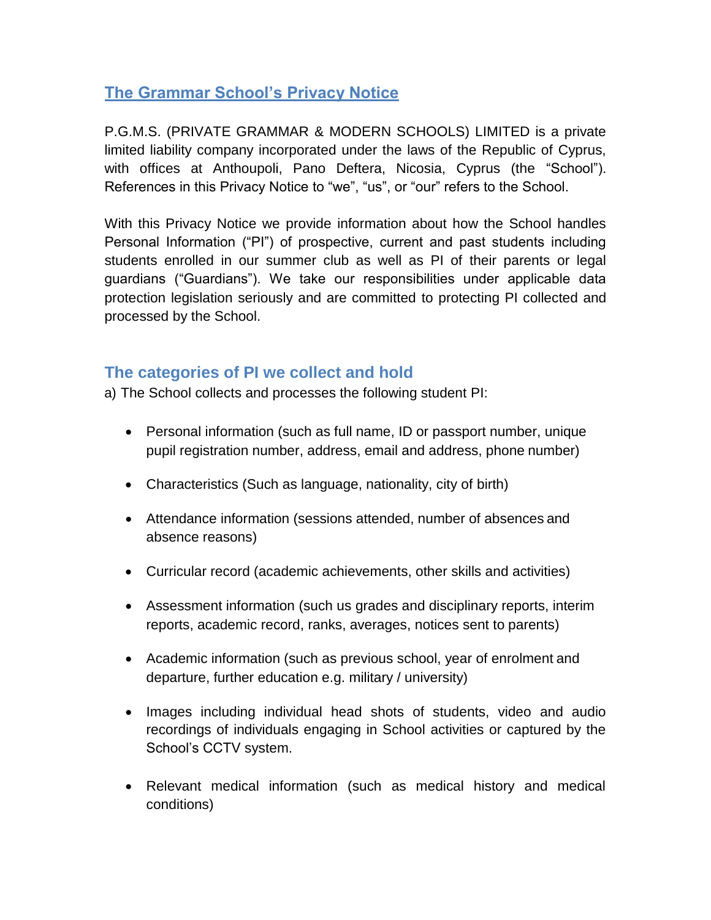# The Grammar School's Privacy Notice

P.G.M.S. (PRIVATE GRAMMAR & MODERN SCHOOLS) LIMITED is a private limited liability company incorporated under the laws of the Republic of Cyprus, with offices at Anthoupoli, Pano Deftera, Nicosia, Cyprus (the "School"). References in this Privacy Notice to "we", "us", or "our" refers to the School.

With this Privacy Notice we provide information about how the School handles Personal Information ("PI") of prospective, current and past students including students enrolled in our summer club as well as PI of their parents or legal guardians ("Guardians"). We take our responsibilities under applicable data protection legislation seriously and are committed to protecting PI collected and processed by the School.

## The categories of PI we collect and hold

a) The School collects and processes the following student PI:

- Personal information (such as full name, ID or passport number, unique pupil registration number, address, email and address, phone number)
- Characteristics (Such as language, nationality, city of birth)
- Attendance information (sessions attended, number of absences and absence reasons)
- Curricular record (academic achievements, other skills and activities)
- Assessment information (such us grades and disciplinary reports, interim reports, academic record, ranks, averages, notices sent to parents)
- Academic information (such as previous school, year of enrolment and departure, further education e.g. military / university)
- Images including individual head shots of students, video and audio recordings of individuals engaging in School activities or captured by the School's CCTV system.
- Relevant medical information (such as medical history and medical conditions)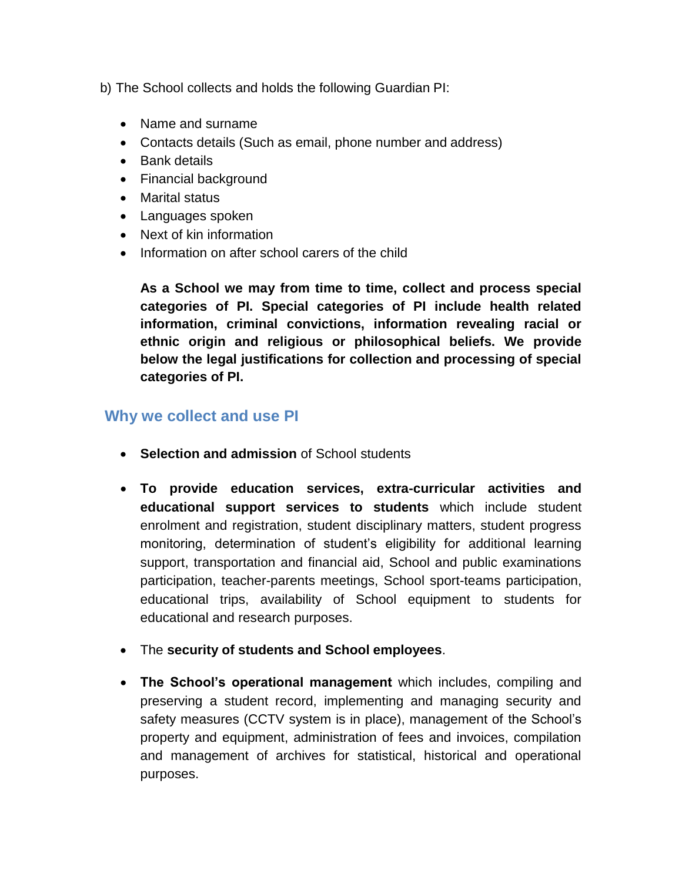b) The School collects and holds the following Guardian PI:

- Name and surname
- Contacts details (Such as email, phone number and address)
- Bank details
- Financial background
- Marital status
- Languages spoken
- Next of kin information
- Information on after school carers of the child

**As a School we may from time to time, collect and process special categories of PI. Special categories of PI include health related information, criminal convictions, information revealing racial or ethnic origin and religious or philosophical beliefs. We provide below the legal justifications for collection and processing of special categories of PI.**

## Why we collect and use PI

- **Selection and admission** of School students

- **To provide education services, extra-curricular activities and educational support services to students** which include student enrolment and registration, student disciplinary matters, student progress monitoring, determination of student's eligibility for additional learning support, transportation and financial aid, School and public examinations participation, teacher-parents meetings, School sport-teams participation, educational trips, availability of School equipment to students for educational and research purposes.

- The **security of students and School employees**.

- **The School's operational management** which includes, compiling and preserving a student record, implementing and managing security and safety measures (CCTV system is in place), management of the School's property and equipment, administration of fees and invoices, compilation and management of archives for statistical, historical and operational purposes.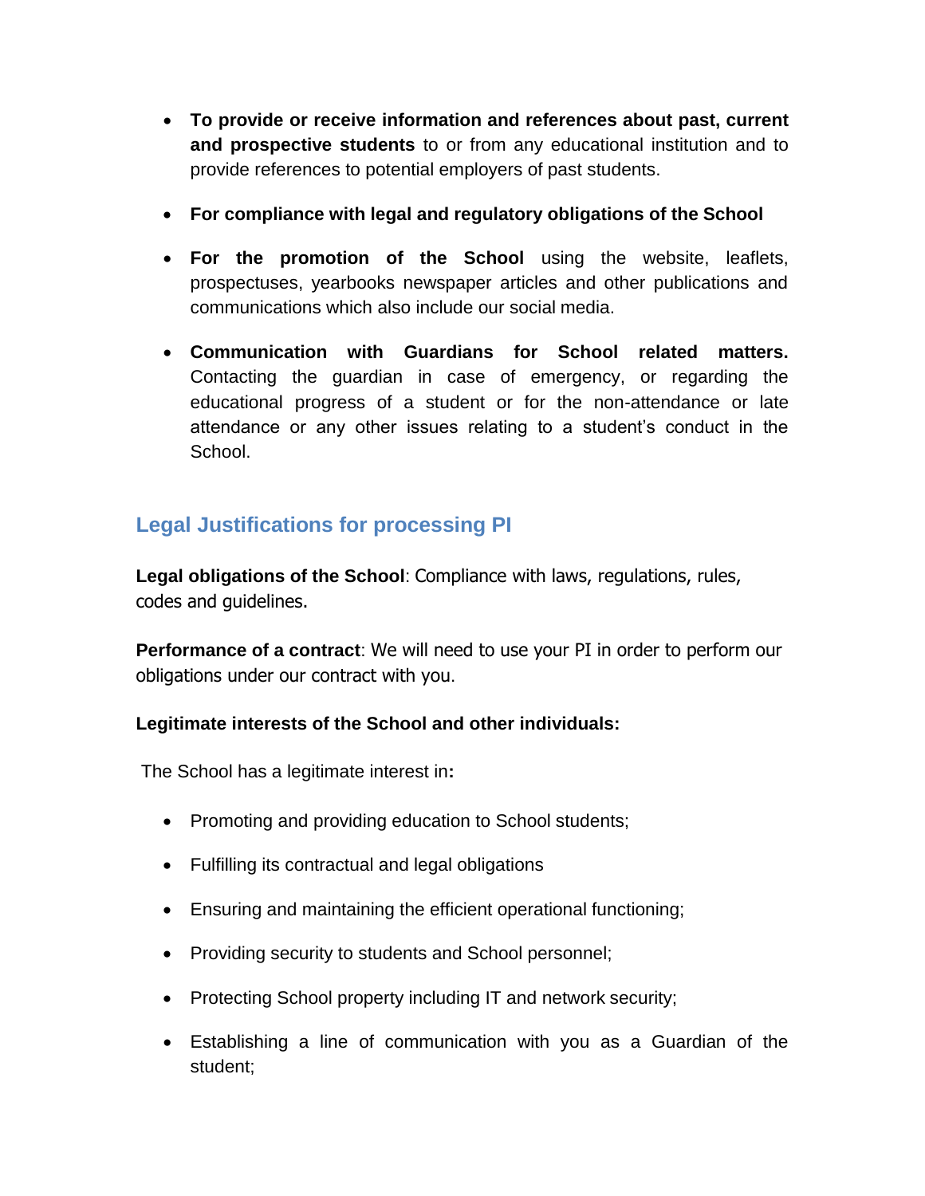- **To provide or receive information and references about past, current and prospective students** to or from any educational institution and to provide references to potential employers of past students.

- **For compliance with legal and regulatory obligations of the School**

- **For the promotion of the School** using the website, leaflets, prospectuses, yearbooks newspaper articles and other publications and communications which also include our social media.

- **Communication with Guardians for School related matters.** Contacting the guardian in case of emergency, or regarding the educational progress of a student or for the non-attendance or late attendance or any other issues relating to a student's conduct in the School.

## Legal Justifications for processing PI

**Legal obligations of the School**: Compliance with laws, regulations, rules, codes and guidelines.

**Performance of a contract**: We will need to use your PI in order to perform our obligations under our contract with you.

**Legitimate interests of the School and other individuals:**

The School has a legitimate interest in**:**

- Promoting and providing education to School students;

- Fulfilling its contractual and legal obligations

- Ensuring and maintaining the efficient operational functioning;

- Providing security to students and School personnel;

- Protecting School property including IT and network security;

- Establishing a line of communication with you as a Guardian of the student;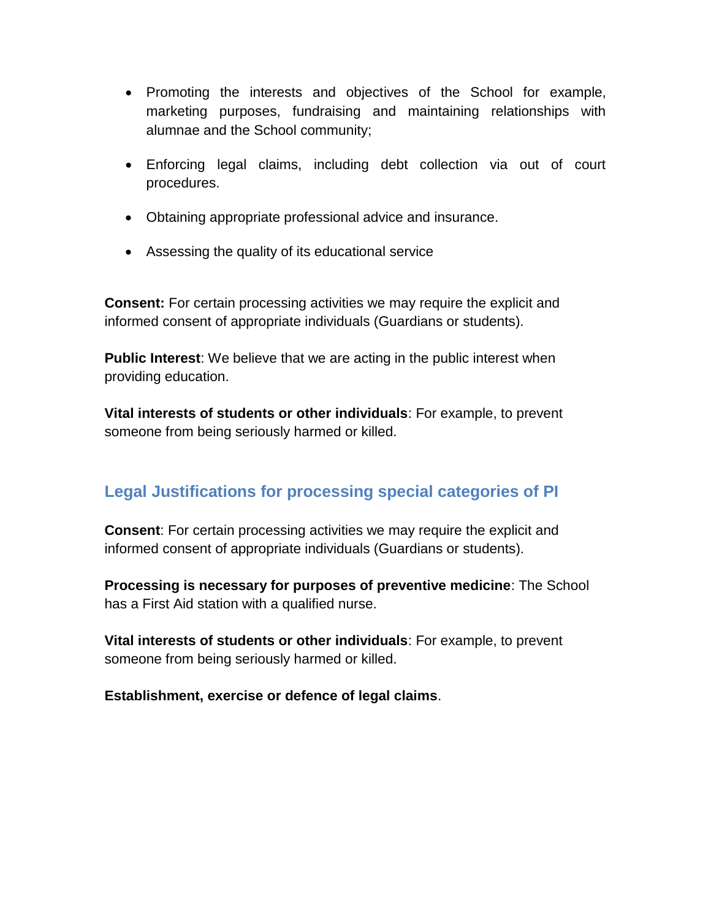- Promoting the interests and objectives of the School for example, marketing purposes, fundraising and maintaining relationships with alumnae and the School community;

- Enforcing legal claims, including debt collection via out of court procedures.

- Obtaining appropriate professional advice and insurance.

- Assessing the quality of its educational service

**Consent:** For certain processing activities we may require the explicit and informed consent of appropriate individuals (Guardians or students).

**Public Interest**: We believe that we are acting in the public interest when providing education.

**Vital interests of students or other individuals**: For example, to prevent someone from being seriously harmed or killed.

## Legal Justifications for processing special categories of PI

**Consent**: For certain processing activities we may require the explicit and informed consent of appropriate individuals (Guardians or students).

**Processing is necessary for purposes of preventive medicine**: The School has a First Aid station with a qualified nurse.

**Vital interests of students or other individuals**: For example, to prevent someone from being seriously harmed or killed.

**Establishment, exercise or defence of legal claims**.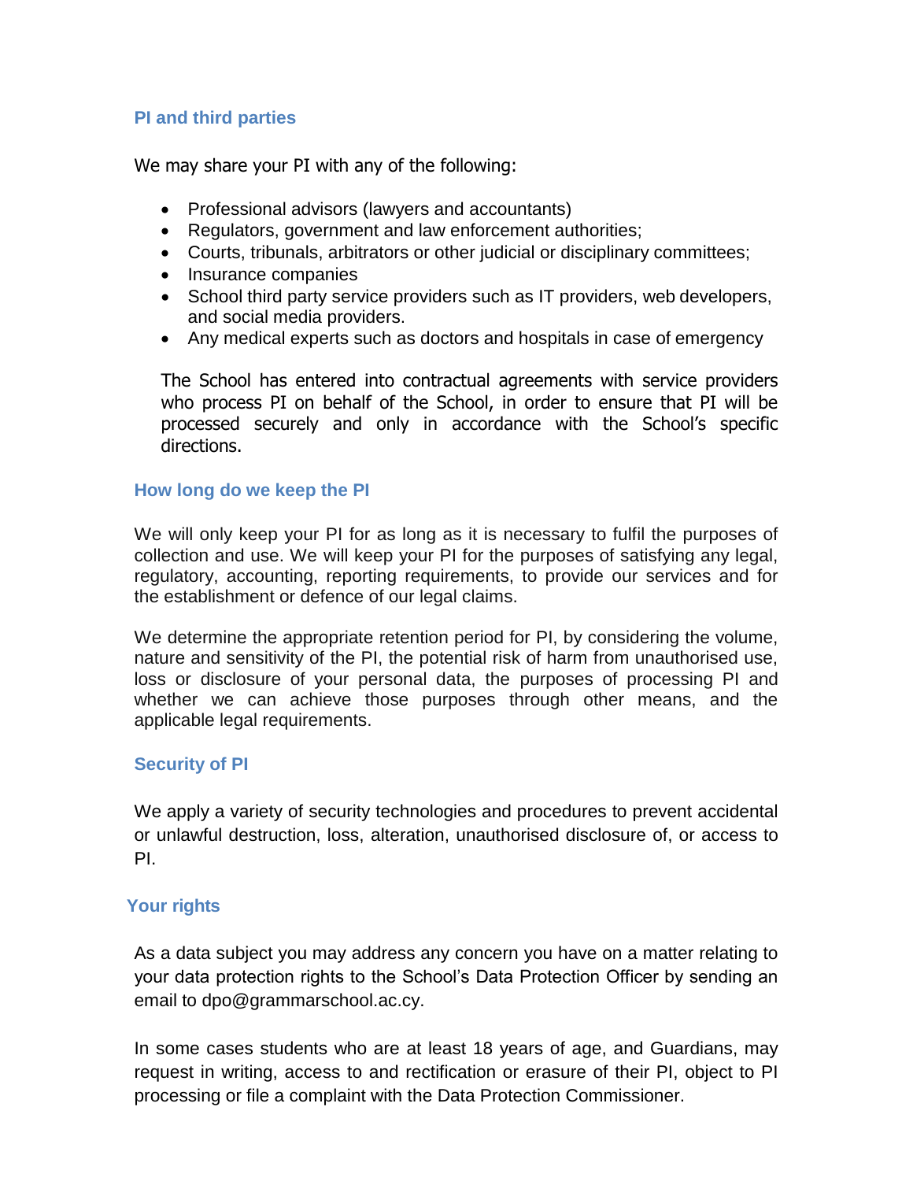### PI and third parties

We may share your PI with any of the following:

- Professional advisors (lawyers and accountants)
- Regulators, government and law enforcement authorities;
- Courts, tribunals, arbitrators or other judicial or disciplinary committees;
- Insurance companies
- School third party service providers such as IT providers, web developers, and social media providers.
- Any medical experts such as doctors and hospitals in case of emergency

The School has entered into contractual agreements with service providers who process PI on behalf of the School, in order to ensure that PI will be processed securely and only in accordance with the School's specific directions.

### How long do we keep the PI

We will only keep your PI for as long as it is necessary to fulfil the purposes of collection and use. We will keep your PI for the purposes of satisfying any legal, regulatory, accounting, reporting requirements, to provide our services and for the establishment or defence of our legal claims.

We determine the appropriate retention period for PI, by considering the volume, nature and sensitivity of the PI, the potential risk of harm from unauthorised use, loss or disclosure of your personal data, the purposes of processing PI and whether we can achieve those purposes through other means, and the applicable legal requirements.

### Security of PI

We apply a variety of security technologies and procedures to prevent accidental or unlawful destruction, loss, alteration, unauthorised disclosure of, or access to PI.

### Your rights

As a data subject you may address any concern you have on a matter relating to your data protection rights to the School's Data Protection Officer by sending an email to dpo@grammarschool.ac.cy.

In some cases students who are at least 18 years of age, and Guardians, may request in writing, access to and rectification or erasure of their PI, object to PI processing or file a complaint with the Data Protection Commissioner.